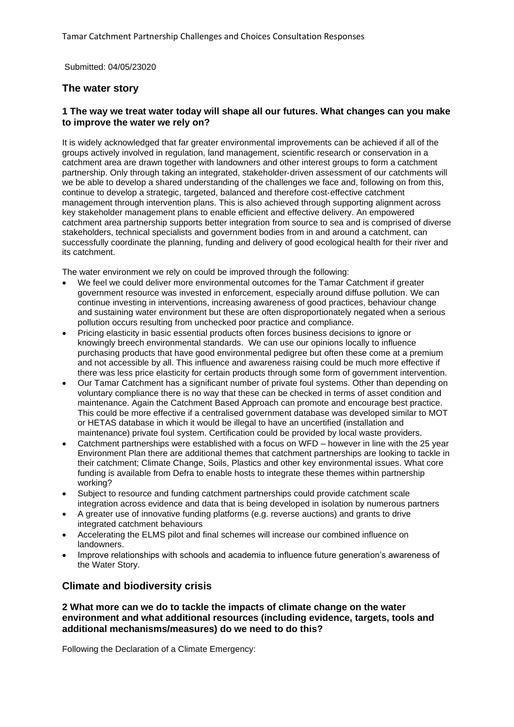Tamar Catchment Partnership Challenges and Choices Consultation Responses

Submitted: 04/05/23020

## The water story

### 1 The way we treat water today will shape all our futures. What changes can you make to improve the water we rely on?

It is widely acknowledged that far greater environmental improvements can be achieved if all of the groups actively involved in regulation, land management, scientific research or conservation in a catchment area are drawn together with landowners and other interest groups to form a catchment partnership. Only through taking an integrated, stakeholder-driven assessment of our catchments will we be able to develop a shared understanding of the challenges we face and, following on from this, continue to develop a strategic, targeted, balanced and therefore cost-effective catchment management through intervention plans. This is also achieved through supporting alignment across key stakeholder management plans to enable efficient and effective delivery. An empowered catchment area partnership supports better integration from source to sea and is comprised of diverse stakeholders, technical specialists and government bodies from in and around a catchment, can successfully coordinate the planning, funding and delivery of good ecological health for their river and its catchment.

The water environment we rely on could be improved through the following:

- We feel we could deliver more environmental outcomes for the Tamar Catchment if greater government resource was invested in enforcement, especially around diffuse pollution. We can continue investing in interventions, increasing awareness of good practices, behaviour change and sustaining water environment but these are often disproportionately negated when a serious pollution occurs resulting from unchecked poor practice and compliance.
- Pricing elasticity in basic essential products often forces business decisions to ignore or knowingly breech environmental standards. We can use our opinions locally to influence purchasing products that have good environmental pedigree but often these come at a premium and not accessible by all. This influence and awareness raising could be much more effective if there was less price elasticity for certain products through some form of government intervention.
- Our Tamar Catchment has a significant number of private foul systems. Other than depending on voluntary compliance there is no way that these can be checked in terms of asset condition and maintenance. Again the Catchment Based Approach can promote and encourage best practice. This could be more effective if a centralised government database was developed similar to MOT or HETAS database in which it would be illegal to have an uncertified (installation and maintenance) private foul system. Certification could be provided by local waste providers.
- Catchment partnerships were established with a focus on WFD – however in line with the 25 year Environment Plan there are additional themes that catchment partnerships are looking to tackle in their catchment; Climate Change, Soils, Plastics and other key environmental issues. What core funding is available from Defra to enable hosts to integrate these themes within partnership working?
- Subject to resource and funding catchment partnerships could provide catchment scale integration across evidence and data that is being developed in isolation by numerous partners
- A greater use of innovative funding platforms (e.g. reverse auctions) and grants to drive integrated catchment behaviours
- Accelerating the ELMS pilot and final schemes will increase our combined influence on landowners.
- Improve relationships with schools and academia to influence future generation's awareness of the Water Story.

## Climate and biodiversity crisis

### 2 What more can we do to tackle the impacts of climate change on the water environment and what additional resources (including evidence, targets, tools and additional mechanisms/measures) do we need to do this?

Following the Declaration of a Climate Emergency: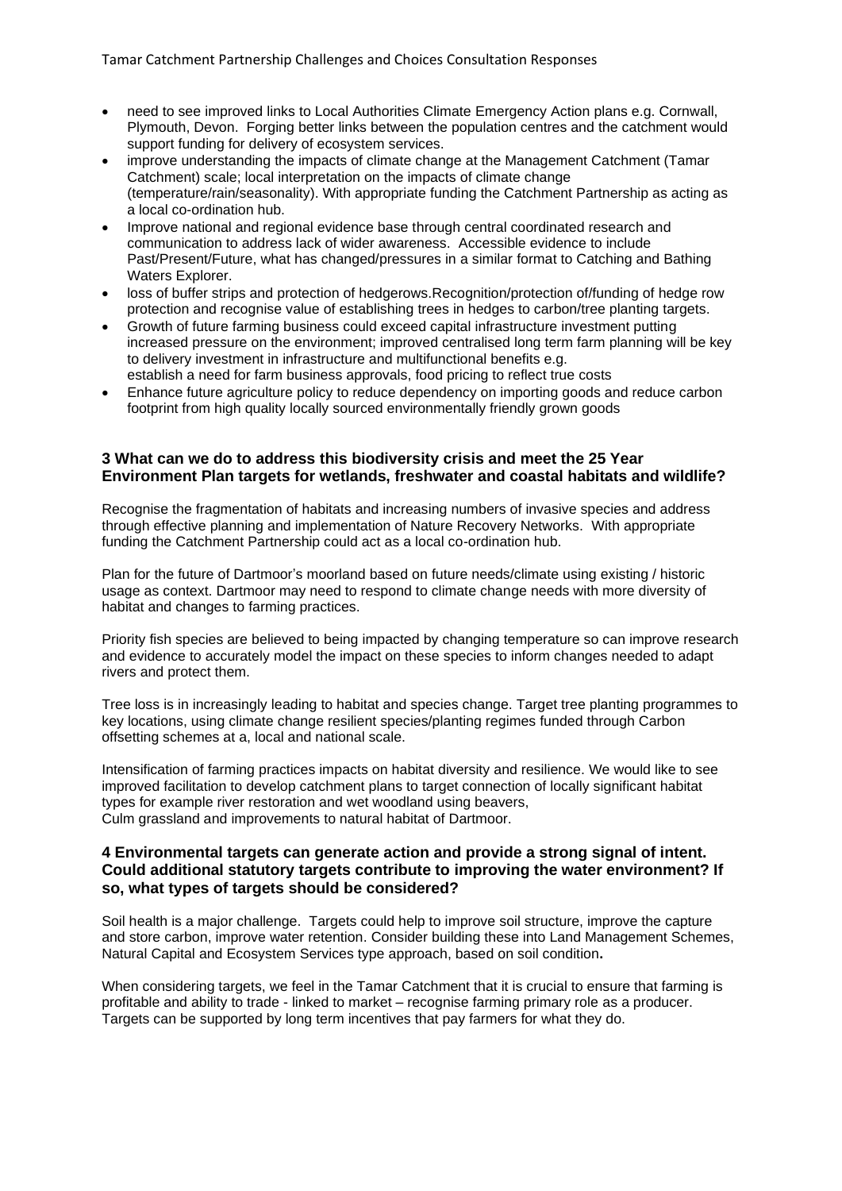- need to see improved links to Local Authorities Climate Emergency Action plans e.g. Cornwall, Plymouth, Devon. Forging better links between the population centres and the catchment would support funding for delivery of ecosystem services.
- improve understanding the impacts of climate change at the Management Catchment (Tamar Catchment) scale; local interpretation on the impacts of climate change (temperature/rain/seasonality). With appropriate funding the Catchment Partnership as acting as a local co-ordination hub.
- Improve national and regional evidence base through central coordinated research and communication to address lack of wider awareness. Accessible evidence to include Past/Present/Future, what has changed/pressures in a similar format to Catching and Bathing Waters Explorer.
- loss of buffer strips and protection of hedgerows.Recognition/protection of/funding of hedge row protection and recognise value of establishing trees in hedges to carbon/tree planting targets.
- Growth of future farming business could exceed capital infrastructure investment putting increased pressure on the environment; improved centralised long term farm planning will be key to delivery investment in infrastructure and multifunctional benefits e.g.
  establish a need for farm business approvals, food pricing to reflect true costs
- Enhance future agriculture policy to reduce dependency on importing goods and reduce carbon footprint from high quality locally sourced environmentally friendly grown goods

### 3 What can we do to address this biodiversity crisis and meet the 25 Year Environment Plan targets for wetlands, freshwater and coastal habitats and wildlife?

Recognise the fragmentation of habitats and increasing numbers of invasive species and address through effective planning and implementation of Nature Recovery Networks. With appropriate funding the Catchment Partnership could act as a local co-ordination hub.

Plan for the future of Dartmoor's moorland based on future needs/climate using existing / historic usage as context. Dartmoor may need to respond to climate change needs with more diversity of habitat and changes to farming practices.

Priority fish species are believed to being impacted by changing temperature so can improve research and evidence to accurately model the impact on these species to inform changes needed to adapt rivers and protect them.

Tree loss is in increasingly leading to habitat and species change. Target tree planting programmes to key locations, using climate change resilient species/planting regimes funded through Carbon offsetting schemes at a, local and national scale.

Intensification of farming practices impacts on habitat diversity and resilience. We would like to see improved facilitation to develop catchment plans to target connection of locally significant habitat types for example river restoration and wet woodland using beavers,
Culm grassland and improvements to natural habitat of Dartmoor.

### 4 Environmental targets can generate action and provide a strong signal of intent. Could additional statutory targets contribute to improving the water environment? If so, what types of targets should be considered?

Soil health is a major challenge. Targets could help to improve soil structure, improve the capture and store carbon, improve water retention. Consider building these into Land Management Schemes, Natural Capital and Ecosystem Services type approach, based on soil condition**.**

When considering targets, we feel in the Tamar Catchment that it is crucial to ensure that farming is profitable and ability to trade - linked to market – recognise farming primary role as a producer. Targets can be supported by long term incentives that pay farmers for what they do.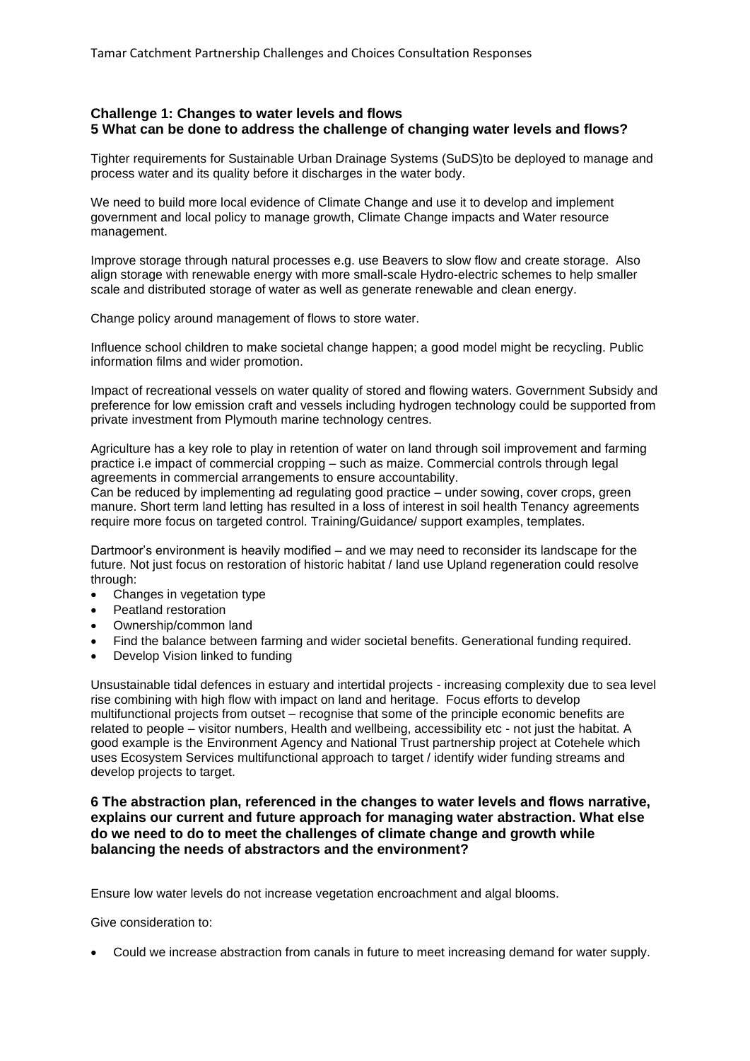### Challenge 1: Changes to water levels and flows

### 5 What can be done to address the challenge of changing water levels and flows?

Tighter requirements for Sustainable Urban Drainage Systems (SuDS)to be deployed to manage and process water and its quality before it discharges in the water body.

We need to build more local evidence of Climate Change and use it to develop and implement government and local policy to manage growth, Climate Change impacts and Water resource management.

Improve storage through natural processes e.g. use Beavers to slow flow and create storage. Also align storage with renewable energy with more small-scale Hydro-electric schemes to help smaller scale and distributed storage of water as well as generate renewable and clean energy.

Change policy around management of flows to store water.

Influence school children to make societal change happen; a good model might be recycling. Public information films and wider promotion.

Impact of recreational vessels on water quality of stored and flowing waters. Government Subsidy and preference for low emission craft and vessels including hydrogen technology could be supported from private investment from Plymouth marine technology centres.

Agriculture has a key role to play in retention of water on land through soil improvement and farming practice i.e impact of commercial cropping – such as maize. Commercial controls through legal agreements in commercial arrangements to ensure accountability.
Can be reduced by implementing ad regulating good practice – under sowing, cover crops, green manure. Short term land letting has resulted in a loss of interest in soil health Tenancy agreements require more focus on targeted control. Training/Guidance/ support examples, templates.

Dartmoor's environment is heavily modified – and we may need to reconsider its landscape for the future. Not just focus on restoration of historic habitat / land use Upland regeneration could resolve through:

- Changes in vegetation type
- Peatland restoration
- Ownership/common land
- Find the balance between farming and wider societal benefits. Generational funding required.
- Develop Vision linked to funding

Unsustainable tidal defences in estuary and intertidal projects - increasing complexity due to sea level rise combining with high flow with impact on land and heritage. Focus efforts to develop multifunctional projects from outset – recognise that some of the principle economic benefits are related to people – visitor numbers, Health and wellbeing, accessibility etc - not just the habitat. A good example is the Environment Agency and National Trust partnership project at Cotehele which uses Ecosystem Services multifunctional approach to target / identify wider funding streams and develop projects to target.

### 6 The abstraction plan, referenced in the changes to water levels and flows narrative, explains our current and future approach for managing water abstraction. What else do we need to do to meet the challenges of climate change and growth while balancing the needs of abstractors and the environment?

Ensure low water levels do not increase vegetation encroachment and algal blooms.

Give consideration to:

- Could we increase abstraction from canals in future to meet increasing demand for water supply.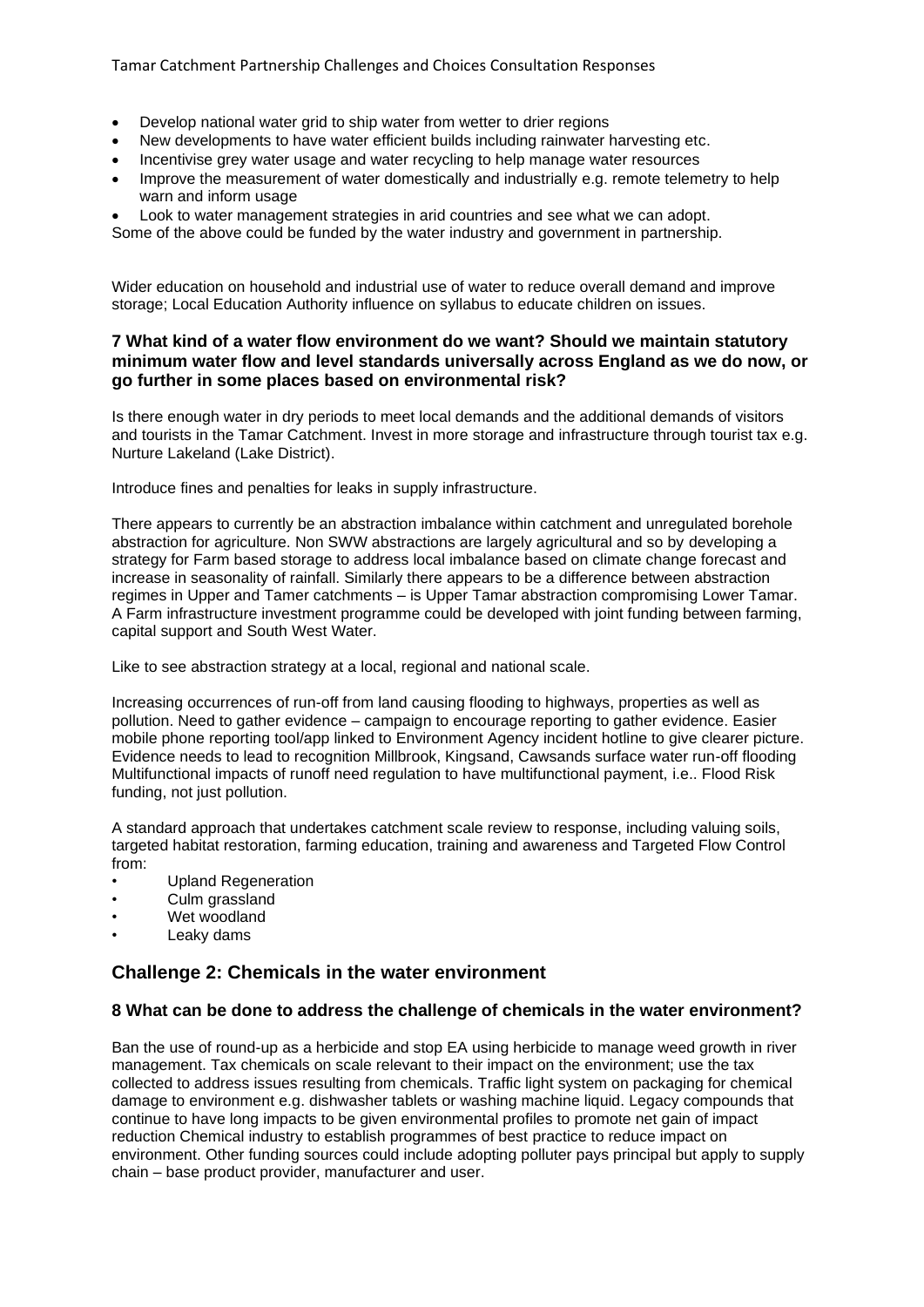- Develop national water grid to ship water from wetter to drier regions
- New developments to have water efficient builds including rainwater harvesting etc.
- Incentivise grey water usage and water recycling to help manage water resources
- Improve the measurement of water domestically and industrially e.g. remote telemetry to help warn and inform usage
- Look to water management strategies in arid countries and see what we can adopt.

Some of the above could be funded by the water industry and government in partnership.

Wider education on household and industrial use of water to reduce overall demand and improve storage; Local Education Authority influence on syllabus to educate children on issues.

### 7 What kind of a water flow environment do we want? Should we maintain statutory minimum water flow and level standards universally across England as we do now, or go further in some places based on environmental risk?

Is there enough water in dry periods to meet local demands and the additional demands of visitors and tourists in the Tamar Catchment. Invest in more storage and infrastructure through tourist tax e.g. Nurture Lakeland (Lake District).

Introduce fines and penalties for leaks in supply infrastructure.

There appears to currently be an abstraction imbalance within catchment and unregulated borehole abstraction for agriculture. Non SWW abstractions are largely agricultural and so by developing a strategy for Farm based storage to address local imbalance based on climate change forecast and increase in seasonality of rainfall. Similarly there appears to be a difference between abstraction regimes in Upper and Tamer catchments – is Upper Tamar abstraction compromising Lower Tamar. A Farm infrastructure investment programme could be developed with joint funding between farming, capital support and South West Water.

Like to see abstraction strategy at a local, regional and national scale.

Increasing occurrences of run-off from land causing flooding to highways, properties as well as pollution. Need to gather evidence – campaign to encourage reporting to gather evidence. Easier mobile phone reporting tool/app linked to Environment Agency incident hotline to give clearer picture. Evidence needs to lead to recognition Millbrook, Kingsand, Cawsands surface water run-off flooding Multifunctional impacts of runoff need regulation to have multifunctional payment, i.e.. Flood Risk funding, not just pollution.

A standard approach that undertakes catchment scale review to response, including valuing soils, targeted habitat restoration, farming education, training and awareness and Targeted Flow Control from:

- Upland Regeneration
- Culm grassland
- Wet woodland
- Leaky dams

## Challenge 2: Chemicals in the water environment

### 8 What can be done to address the challenge of chemicals in the water environment?

Ban the use of round-up as a herbicide and stop EA using herbicide to manage weed growth in river management. Tax chemicals on scale relevant to their impact on the environment; use the tax collected to address issues resulting from chemicals. Traffic light system on packaging for chemical damage to environment e.g. dishwasher tablets or washing machine liquid. Legacy compounds that continue to have long impacts to be given environmental profiles to promote net gain of impact reduction Chemical industry to establish programmes of best practice to reduce impact on environment. Other funding sources could include adopting polluter pays principal but apply to supply chain – base product provider, manufacturer and user.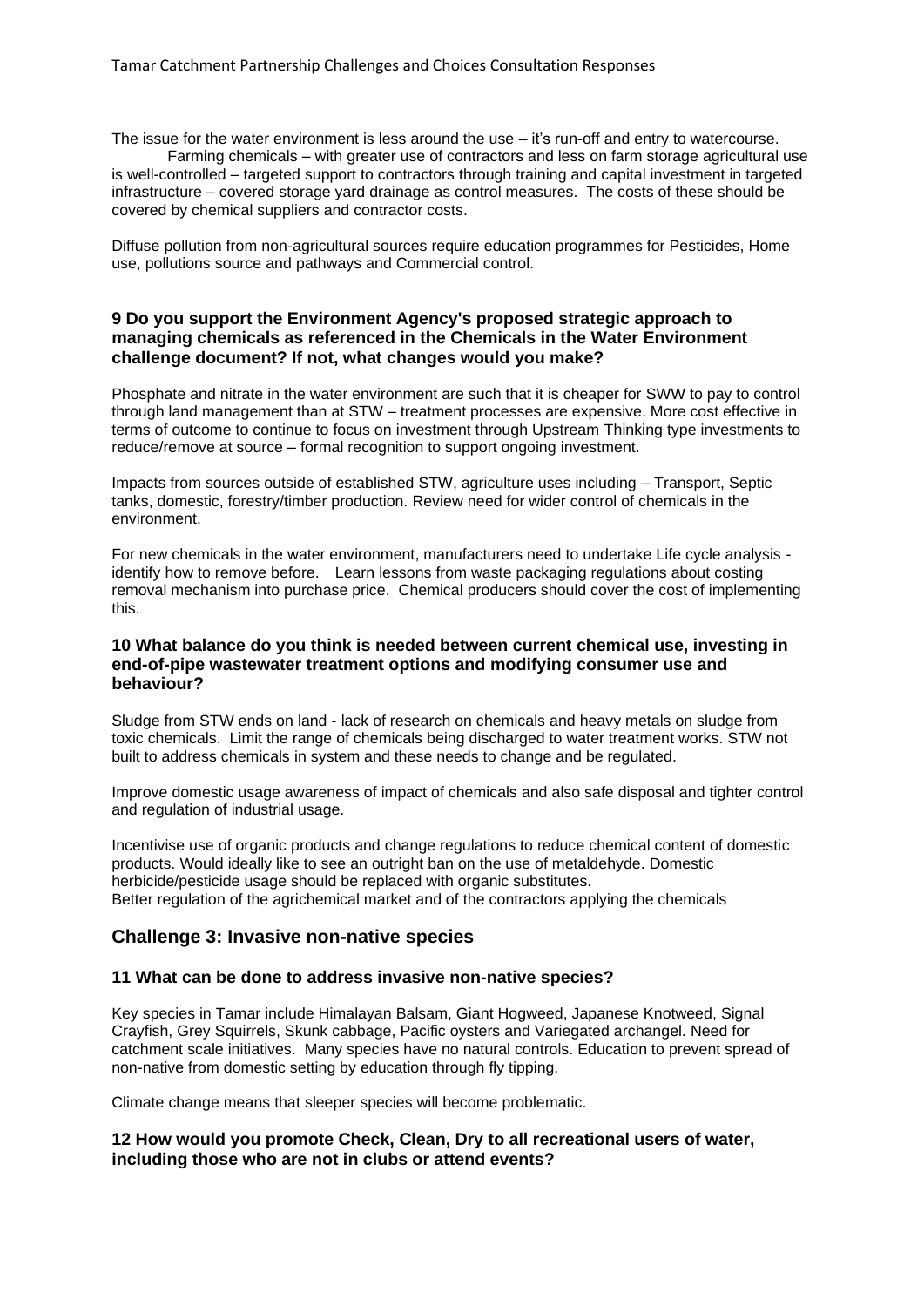The issue for the water environment is less around the use – it's run-off and entry to watercourse. Farming chemicals – with greater use of contractors and less on farm storage agricultural use is well-controlled – targeted support to contractors through training and capital investment in targeted infrastructure – covered storage yard drainage as control measures. The costs of these should be covered by chemical suppliers and contractor costs.

Diffuse pollution from non-agricultural sources require education programmes for Pesticides, Home use, pollutions source and pathways and Commercial control.

### 9 Do you support the Environment Agency's proposed strategic approach to managing chemicals as referenced in the Chemicals in the Water Environment challenge document? If not, what changes would you make?

Phosphate and nitrate in the water environment are such that it is cheaper for SWW to pay to control through land management than at STW – treatment processes are expensive. More cost effective in terms of outcome to continue to focus on investment through Upstream Thinking type investments to reduce/remove at source – formal recognition to support ongoing investment.

Impacts from sources outside of established STW, agriculture uses including – Transport, Septic tanks, domestic, forestry/timber production. Review need for wider control of chemicals in the environment.

For new chemicals in the water environment, manufacturers need to undertake Life cycle analysis - identify how to remove before. Learn lessons from waste packaging regulations about costing removal mechanism into purchase price. Chemical producers should cover the cost of implementing this.

### 10 What balance do you think is needed between current chemical use, investing in end-of-pipe wastewater treatment options and modifying consumer use and behaviour?

Sludge from STW ends on land - lack of research on chemicals and heavy metals on sludge from toxic chemicals. Limit the range of chemicals being discharged to water treatment works. STW not built to address chemicals in system and these needs to change and be regulated.

Improve domestic usage awareness of impact of chemicals and also safe disposal and tighter control and regulation of industrial usage.

Incentivise use of organic products and change regulations to reduce chemical content of domestic products. Would ideally like to see an outright ban on the use of metaldehyde. Domestic herbicide/pesticide usage should be replaced with organic substitutes.
Better regulation of the agrichemical market and of the contractors applying the chemicals

## Challenge 3: Invasive non-native species

### 11 What can be done to address invasive non-native species?

Key species in Tamar include Himalayan Balsam, Giant Hogweed, Japanese Knotweed, Signal Crayfish, Grey Squirrels, Skunk cabbage, Pacific oysters and Variegated archangel. Need for catchment scale initiatives. Many species have no natural controls. Education to prevent spread of non-native from domestic setting by education through fly tipping.

Climate change means that sleeper species will become problematic.

### 12 How would you promote Check, Clean, Dry to all recreational users of water, including those who are not in clubs or attend events?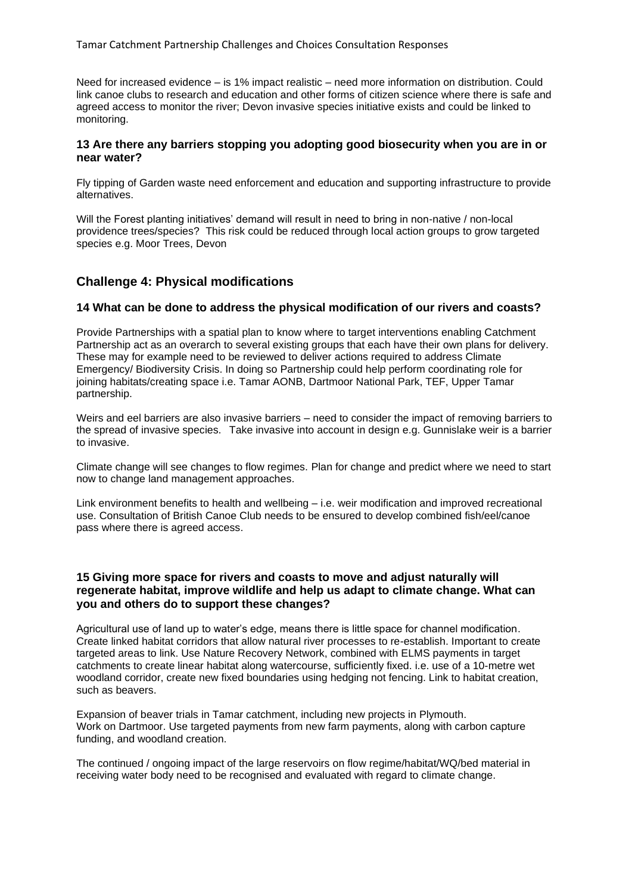Need for increased evidence – is 1% impact realistic – need more information on distribution. Could link canoe clubs to research and education and other forms of citizen science where there is safe and agreed access to monitor the river; Devon invasive species initiative exists and could be linked to monitoring.

### 13 Are there any barriers stopping you adopting good biosecurity when you are in or near water?

Fly tipping of Garden waste need enforcement and education and supporting infrastructure to provide alternatives.

Will the Forest planting initiatives' demand will result in need to bring in non-native / non-local providence trees/species? This risk could be reduced through local action groups to grow targeted species e.g. Moor Trees, Devon

## Challenge 4: Physical modifications

### 14 What can be done to address the physical modification of our rivers and coasts?

Provide Partnerships with a spatial plan to know where to target interventions enabling Catchment Partnership act as an overarch to several existing groups that each have their own plans for delivery. These may for example need to be reviewed to deliver actions required to address Climate Emergency/ Biodiversity Crisis. In doing so Partnership could help perform coordinating role for joining habitats/creating space i.e. Tamar AONB, Dartmoor National Park, TEF, Upper Tamar partnership.

Weirs and eel barriers are also invasive barriers – need to consider the impact of removing barriers to the spread of invasive species. Take invasive into account in design e.g. Gunnislake weir is a barrier to invasive.

Climate change will see changes to flow regimes. Plan for change and predict where we need to start now to change land management approaches.

Link environment benefits to health and wellbeing – i.e. weir modification and improved recreational use. Consultation of British Canoe Club needs to be ensured to develop combined fish/eel/canoe pass where there is agreed access.

### 15 Giving more space for rivers and coasts to move and adjust naturally will regenerate habitat, improve wildlife and help us adapt to climate change. What can you and others do to support these changes?

Agricultural use of land up to water's edge, means there is little space for channel modification. Create linked habitat corridors that allow natural river processes to re-establish. Important to create targeted areas to link. Use Nature Recovery Network, combined with ELMS payments in target catchments to create linear habitat along watercourse, sufficiently fixed. i.e. use of a 10-metre wet woodland corridor, create new fixed boundaries using hedging not fencing. Link to habitat creation, such as beavers.

Expansion of beaver trials in Tamar catchment, including new projects in Plymouth.
Work on Dartmoor. Use targeted payments from new farm payments, along with carbon capture funding, and woodland creation.

The continued / ongoing impact of the large reservoirs on flow regime/habitat/WQ/bed material in receiving water body need to be recognised and evaluated with regard to climate change.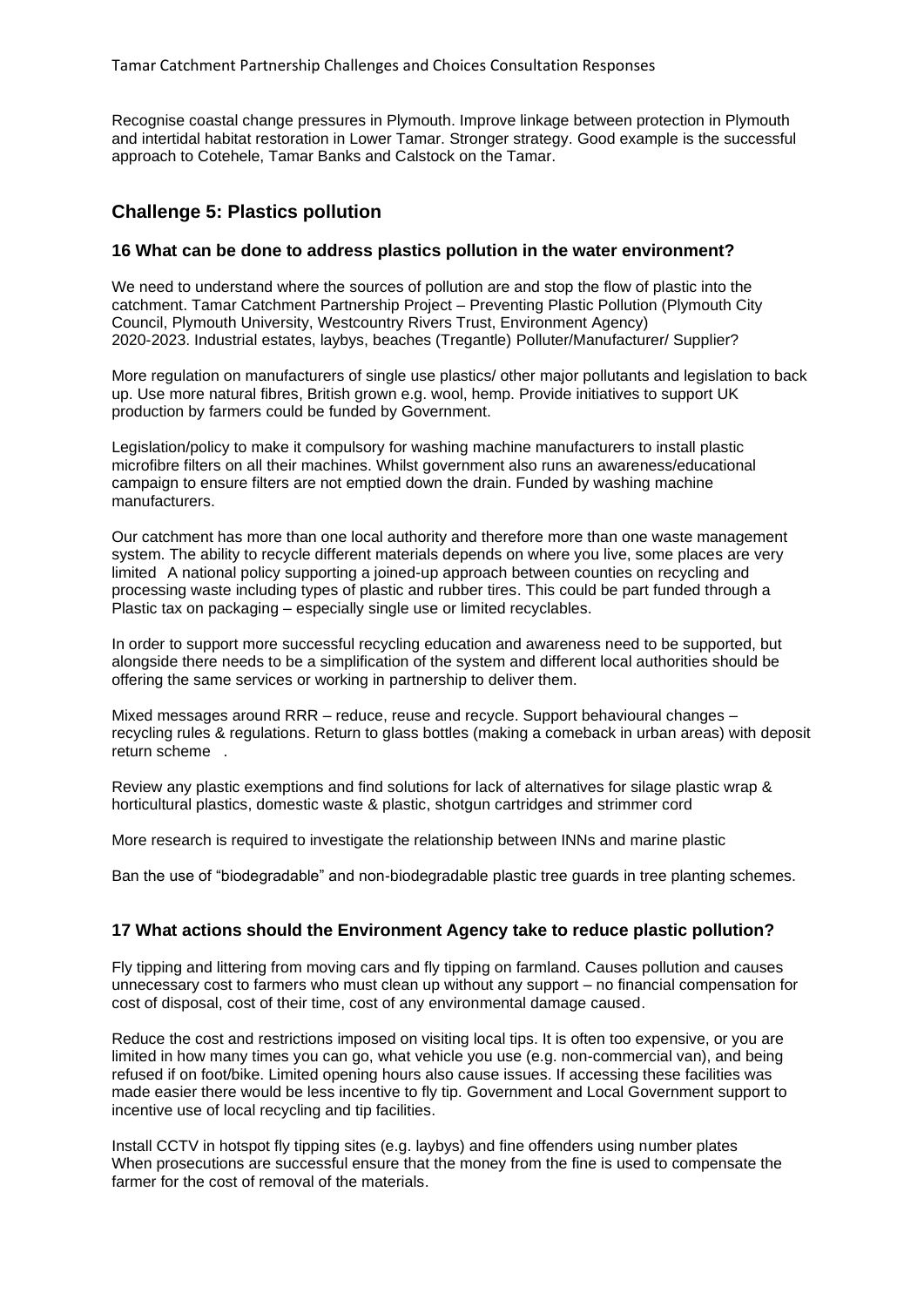Recognise coastal change pressures in Plymouth. Improve linkage between protection in Plymouth and intertidal habitat restoration in Lower Tamar. Stronger strategy. Good example is the successful approach to Cotehele, Tamar Banks and Calstock on the Tamar.

## Challenge 5: Plastics pollution

### 16 What can be done to address plastics pollution in the water environment?

We need to understand where the sources of pollution are and stop the flow of plastic into the catchment. Tamar Catchment Partnership Project – Preventing Plastic Pollution (Plymouth City Council, Plymouth University, Westcountry Rivers Trust, Environment Agency) 2020-2023. Industrial estates, laybys, beaches (Tregantle) Polluter/Manufacturer/ Supplier?

More regulation on manufacturers of single use plastics/ other major pollutants and legislation to back up. Use more natural fibres, British grown e.g. wool, hemp. Provide initiatives to support UK production by farmers could be funded by Government.

Legislation/policy to make it compulsory for washing machine manufacturers to install plastic microfibre filters on all their machines. Whilst government also runs an awareness/educational campaign to ensure filters are not emptied down the drain. Funded by washing machine manufacturers.

Our catchment has more than one local authority and therefore more than one waste management system. The ability to recycle different materials depends on where you live, some places are very limited A national policy supporting a joined-up approach between counties on recycling and processing waste including types of plastic and rubber tires. This could be part funded through a Plastic tax on packaging – especially single use or limited recyclables.

In order to support more successful recycling education and awareness need to be supported, but alongside there needs to be a simplification of the system and different local authorities should be offering the same services or working in partnership to deliver them.

Mixed messages around RRR – reduce, reuse and recycle. Support behavioural changes – recycling rules & regulations. Return to glass bottles (making a comeback in urban areas) with deposit return scheme .

Review any plastic exemptions and find solutions for lack of alternatives for silage plastic wrap & horticultural plastics, domestic waste & plastic, shotgun cartridges and strimmer cord

More research is required to investigate the relationship between INNs and marine plastic

Ban the use of "biodegradable" and non-biodegradable plastic tree guards in tree planting schemes.

### 17 What actions should the Environment Agency take to reduce plastic pollution?

Fly tipping and littering from moving cars and fly tipping on farmland. Causes pollution and causes unnecessary cost to farmers who must clean up without any support – no financial compensation for cost of disposal, cost of their time, cost of any environmental damage caused.

Reduce the cost and restrictions imposed on visiting local tips. It is often too expensive, or you are limited in how many times you can go, what vehicle you use (e.g. non-commercial van), and being refused if on foot/bike. Limited opening hours also cause issues. If accessing these facilities was made easier there would be less incentive to fly tip. Government and Local Government support to incentive use of local recycling and tip facilities.

Install CCTV in hotspot fly tipping sites (e.g. laybys) and fine offenders using number plates
When prosecutions are successful ensure that the money from the fine is used to compensate the farmer for the cost of removal of the materials.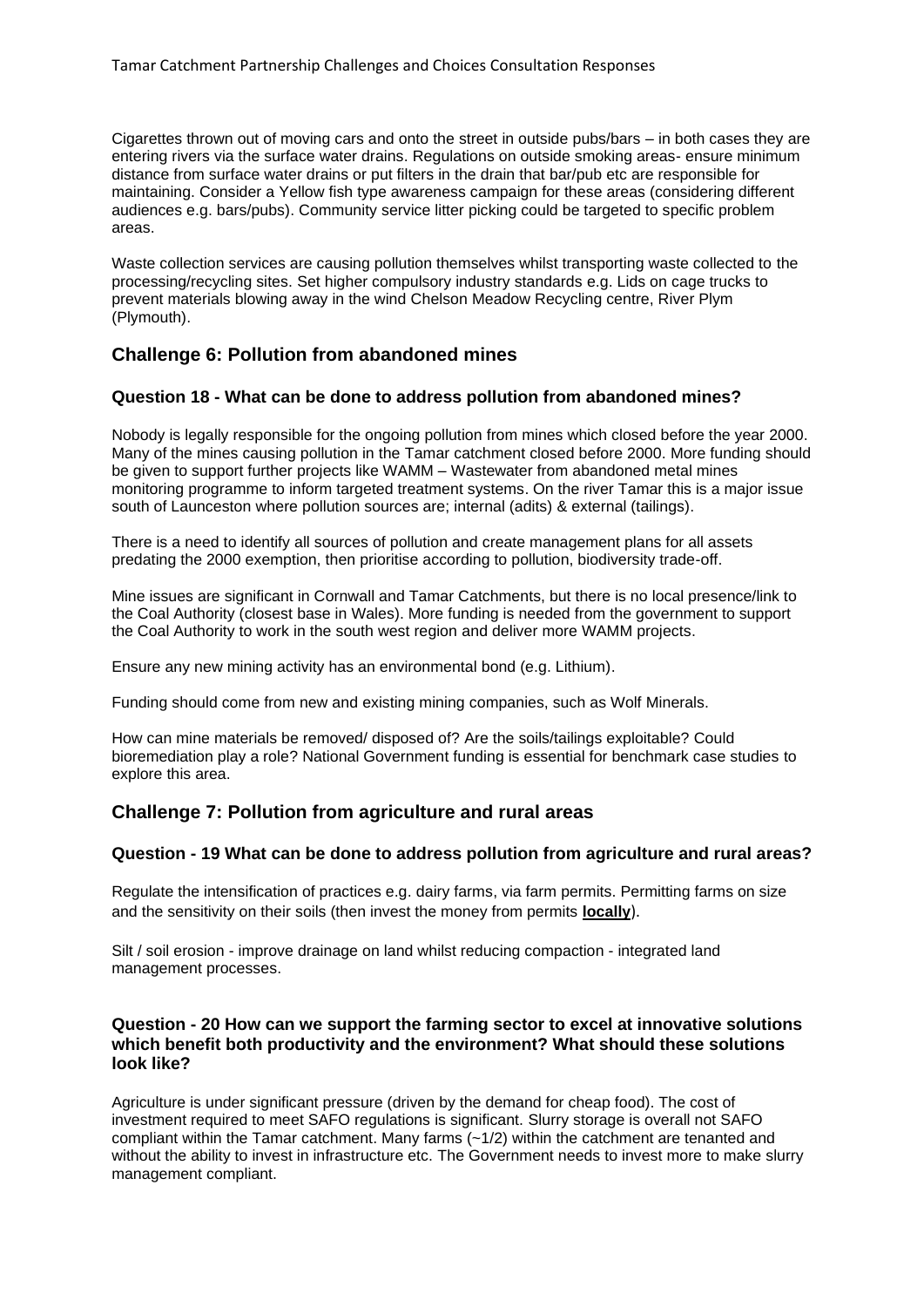Cigarettes thrown out of moving cars and onto the street in outside pubs/bars – in both cases they are entering rivers via the surface water drains. Regulations on outside smoking areas- ensure minimum distance from surface water drains or put filters in the drain that bar/pub etc are responsible for maintaining. Consider a Yellow fish type awareness campaign for these areas (considering different audiences e.g. bars/pubs). Community service litter picking could be targeted to specific problem areas.

Waste collection services are causing pollution themselves whilst transporting waste collected to the processing/recycling sites. Set higher compulsory industry standards e.g. Lids on cage trucks to prevent materials blowing away in the wind Chelson Meadow Recycling centre, River Plym (Plymouth).

## Challenge 6: Pollution from abandoned mines

### Question 18 - What can be done to address pollution from abandoned mines?

Nobody is legally responsible for the ongoing pollution from mines which closed before the year 2000. Many of the mines causing pollution in the Tamar catchment closed before 2000. More funding should be given to support further projects like WAMM – Wastewater from abandoned metal mines monitoring programme to inform targeted treatment systems. On the river Tamar this is a major issue south of Launceston where pollution sources are; internal (adits) & external (tailings).

There is a need to identify all sources of pollution and create management plans for all assets predating the 2000 exemption, then prioritise according to pollution, biodiversity trade-off.

Mine issues are significant in Cornwall and Tamar Catchments, but there is no local presence/link to the Coal Authority (closest base in Wales). More funding is needed from the government to support the Coal Authority to work in the south west region and deliver more WAMM projects.

Ensure any new mining activity has an environmental bond (e.g. Lithium).

Funding should come from new and existing mining companies, such as Wolf Minerals.

How can mine materials be removed/ disposed of? Are the soils/tailings exploitable? Could bioremediation play a role? National Government funding is essential for benchmark case studies to explore this area.

## Challenge 7: Pollution from agriculture and rural areas

### Question - 19 What can be done to address pollution from agriculture and rural areas?

Regulate the intensification of practices e.g. dairy farms, via farm permits. Permitting farms on size and the sensitivity on their soils (then invest the money from permits **locally**).

Silt / soil erosion - improve drainage on land whilst reducing compaction - integrated land management processes.

### Question - 20 How can we support the farming sector to excel at innovative solutions which benefit both productivity and the environment? What should these solutions look like?

Agriculture is under significant pressure (driven by the demand for cheap food). The cost of investment required to meet SAFO regulations is significant. Slurry storage is overall not SAFO compliant within the Tamar catchment. Many farms (~1/2) within the catchment are tenanted and without the ability to invest in infrastructure etc. The Government needs to invest more to make slurry management compliant.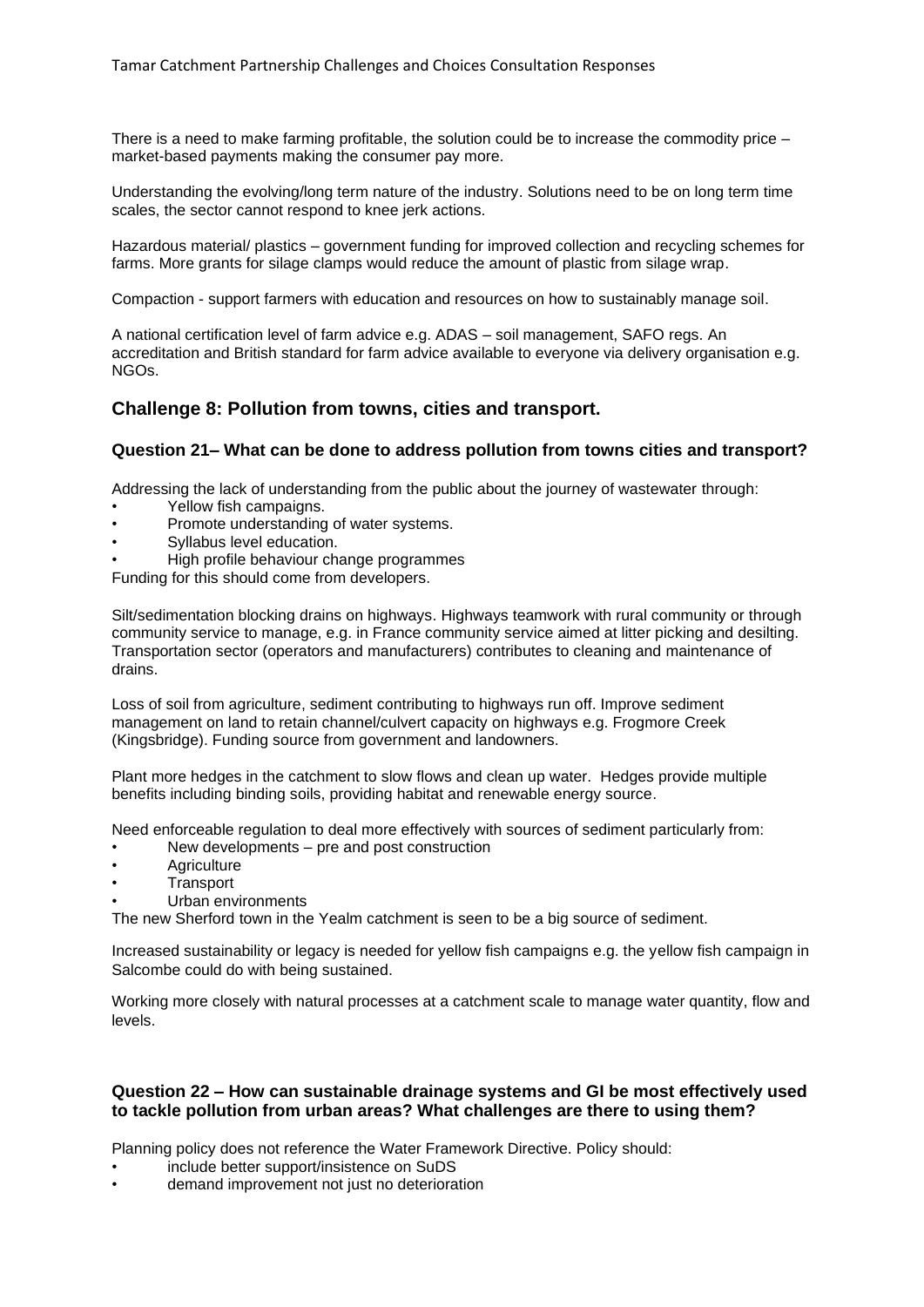There is a need to make farming profitable, the solution could be to increase the commodity price – market-based payments making the consumer pay more.

Understanding the evolving/long term nature of the industry. Solutions need to be on long term time scales, the sector cannot respond to knee jerk actions.

Hazardous material/ plastics – government funding for improved collection and recycling schemes for farms. More grants for silage clamps would reduce the amount of plastic from silage wrap.

Compaction - support farmers with education and resources on how to sustainably manage soil.

A national certification level of farm advice e.g. ADAS – soil management, SAFO regs. An accreditation and British standard for farm advice available to everyone via delivery organisation e.g. NGOs.

## Challenge 8: Pollution from towns, cities and transport.

### Question 21– What can be done to address pollution from towns cities and transport?

Addressing the lack of understanding from the public about the journey of wastewater through:

- Yellow fish campaigns.
- Promote understanding of water systems.
- Syllabus level education.
- High profile behaviour change programmes

Funding for this should come from developers.

Silt/sedimentation blocking drains on highways. Highways teamwork with rural community or through community service to manage, e.g. in France community service aimed at litter picking and desilting. Transportation sector (operators and manufacturers) contributes to cleaning and maintenance of drains.

Loss of soil from agriculture, sediment contributing to highways run off. Improve sediment management on land to retain channel/culvert capacity on highways e.g. Frogmore Creek (Kingsbridge). Funding source from government and landowners.

Plant more hedges in the catchment to slow flows and clean up water. Hedges provide multiple benefits including binding soils, providing habitat and renewable energy source.

Need enforceable regulation to deal more effectively with sources of sediment particularly from:

- New developments – pre and post construction
- Agriculture
- Transport
- Urban environments

The new Sherford town in the Yealm catchment is seen to be a big source of sediment.

Increased sustainability or legacy is needed for yellow fish campaigns e.g. the yellow fish campaign in Salcombe could do with being sustained.

Working more closely with natural processes at a catchment scale to manage water quantity, flow and levels.

### Question 22 – How can sustainable drainage systems and GI be most effectively used to tackle pollution from urban areas? What challenges are there to using them?

Planning policy does not reference the Water Framework Directive. Policy should:

- include better support/insistence on SuDS
- demand improvement not just no deterioration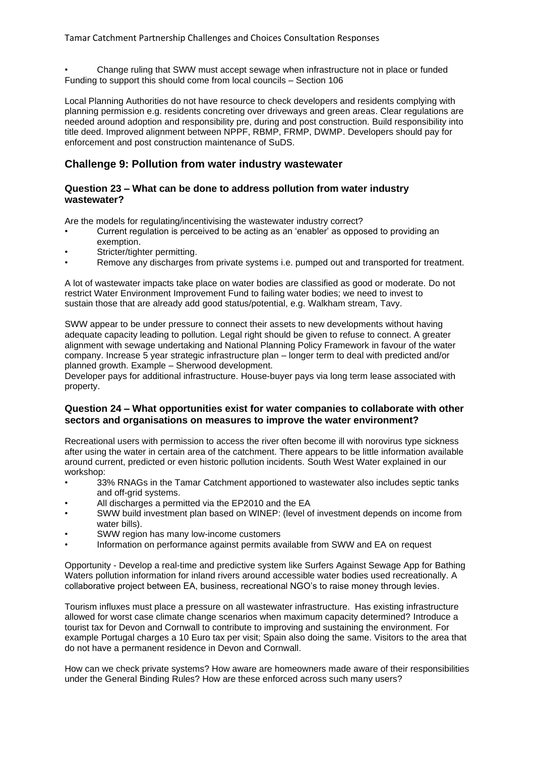• Change ruling that SWW must accept sewage when infrastructure not in place or funded
Funding to support this should come from local councils – Section 106

Local Planning Authorities do not have resource to check developers and residents complying with planning permission e.g. residents concreting over driveways and green areas. Clear regulations are needed around adoption and responsibility pre, during and post construction. Build responsibility into title deed. Improved alignment between NPPF, RBMP, FRMP, DWMP. Developers should pay for enforcement and post construction maintenance of SuDS.

## Challenge 9: Pollution from water industry wastewater

### Question 23 – What can be done to address pollution from water industry wastewater?

Are the models for regulating/incentivising the wastewater industry correct?

- Current regulation is perceived to be acting as an 'enabler' as opposed to providing an exemption.
- Stricter/tighter permitting.
- Remove any discharges from private systems i.e. pumped out and transported for treatment.

A lot of wastewater impacts take place on water bodies are classified as good or moderate. Do not restrict Water Environment Improvement Fund to failing water bodies; we need to invest to sustain those that are already add good status/potential, e.g. Walkham stream, Tavy.

SWW appear to be under pressure to connect their assets to new developments without having adequate capacity leading to pollution. Legal right should be given to refuse to connect. A greater alignment with sewage undertaking and National Planning Policy Framework in favour of the water company. Increase 5 year strategic infrastructure plan – longer term to deal with predicted and/or planned growth. Example – Sherwood development.
Developer pays for additional infrastructure. House-buyer pays via long term lease associated with property.

### Question 24 – What opportunities exist for water companies to collaborate with other sectors and organisations on measures to improve the water environment?

Recreational users with permission to access the river often become ill with norovirus type sickness after using the water in certain area of the catchment. There appears to be little information available around current, predicted or even historic pollution incidents. South West Water explained in our workshop:

- 33% RNAGs in the Tamar Catchment apportioned to wastewater also includes septic tanks and off-grid systems.
- All discharges a permitted via the EP2010 and the EA
- SWW build investment plan based on WINEP: (level of investment depends on income from water bills).
- SWW region has many low-income customers
- Information on performance against permits available from SWW and EA on request

Opportunity - Develop a real-time and predictive system like Surfers Against Sewage App for Bathing Waters pollution information for inland rivers around accessible water bodies used recreationally. A collaborative project between EA, business, recreational NGO's to raise money through levies.

Tourism influxes must place a pressure on all wastewater infrastructure. Has existing infrastructure allowed for worst case climate change scenarios when maximum capacity determined? Introduce a tourist tax for Devon and Cornwall to contribute to improving and sustaining the environment. For example Portugal charges a 10 Euro tax per visit; Spain also doing the same. Visitors to the area that do not have a permanent residence in Devon and Cornwall.

How can we check private systems? How aware are homeowners made aware of their responsibilities under the General Binding Rules? How are these enforced across such many users?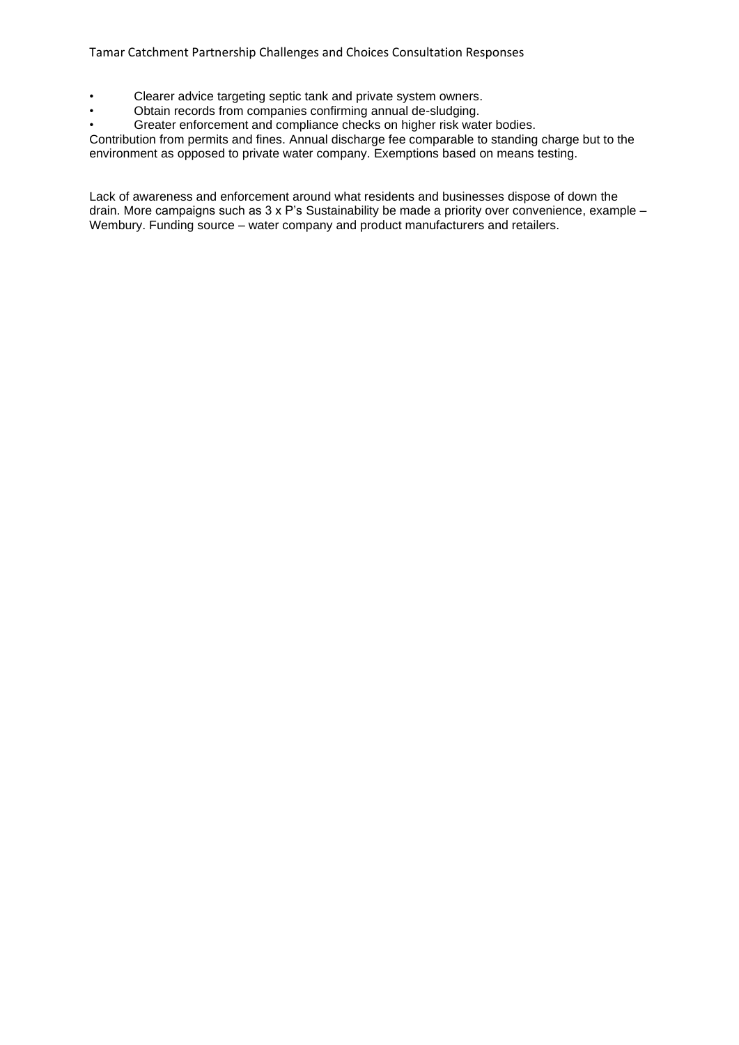- Clearer advice targeting septic tank and private system owners.
- Obtain records from companies confirming annual de-sludging.
- Greater enforcement and compliance checks on higher risk water bodies.

Contribution from permits and fines. Annual discharge fee comparable to standing charge but to the environment as opposed to private water company. Exemptions based on means testing.

Lack of awareness and enforcement around what residents and businesses dispose of down the drain. More campaigns such as 3 x P's Sustainability be made a priority over convenience, example – Wembury. Funding source – water company and product manufacturers and retailers.